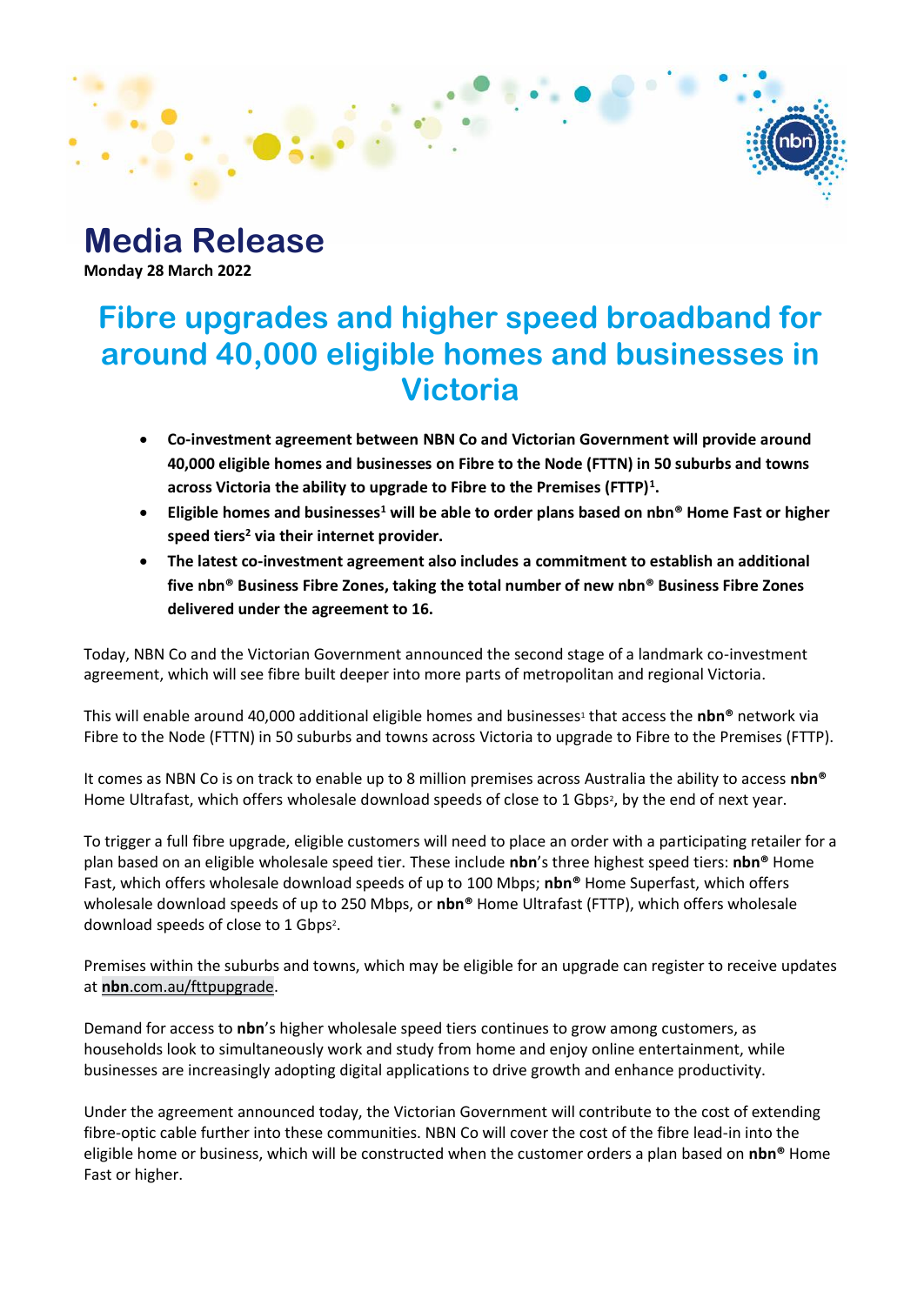# Media Release

**Monday 28 March 2022**

## Fibre upgrades and higher speed broadband for around 40,000 eligible homes and businesses in Victoria

- **Co-investment agreement between NBN Co and Victorian Government will provide around 40,000 eligible homes and businesses on Fibre to the Node (FTTN) in 50 suburbs and towns across Victoria the ability to upgrade to Fibre to the Premises (FTTP)[1].**
- **Eligible homes and businesses[1] will be able to order plans based on nbn® Home Fast or higher speed tiers[2] via their internet provider.**
- **The latest co-investment agreement also includes a commitment to establish an additional five nbn® Business Fibre Zones, taking the total number of new nbn® Business Fibre Zones delivered under the agreement to 16.**

Today, NBN Co and the Victorian Government announced the second stage of a landmark co-investment agreement, which will see fibre built deeper into more parts of metropolitan and regional Victoria.

This will enable around 40,000 additional eligible homes and businesses[1] that access the **nbn®** network via Fibre to the Node (FTTN) in 50 suburbs and towns across Victoria to upgrade to Fibre to the Premises (FTTP).

It comes as NBN Co is on track to enable up to 8 million premises across Australia the ability to access **nbn®** Home Ultrafast, which offers wholesale download speeds of close to 1 Gbps[2], by the end of next year.

To trigger a full fibre upgrade, eligible customers will need to place an order with a participating retailer for a plan based on an eligible wholesale speed tier. These include **nbn**'s three highest speed tiers: **nbn®** Home Fast, which offers wholesale download speeds of up to 100 Mbps; **nbn®** Home Superfast, which offers wholesale download speeds of up to 250 Mbps, or **nbn®** Home Ultrafast (FTTP), which offers wholesale download speeds of close to 1 Gbps[2].

Premises within the suburbs and towns, which may be eligible for an upgrade can register to receive updates at **nbn**.com.au/fttpupgrade.

Demand for access to **nbn**'s higher wholesale speed tiers continues to grow among customers, as households look to simultaneously work and study from home and enjoy online entertainment, while businesses are increasingly adopting digital applications to drive growth and enhance productivity.

Under the agreement announced today, the Victorian Government will contribute to the cost of extending fibre-optic cable further into these communities. NBN Co will cover the cost of the fibre lead-in into the eligible home or business, which will be constructed when the customer orders a plan based on **nbn®** Home Fast or higher.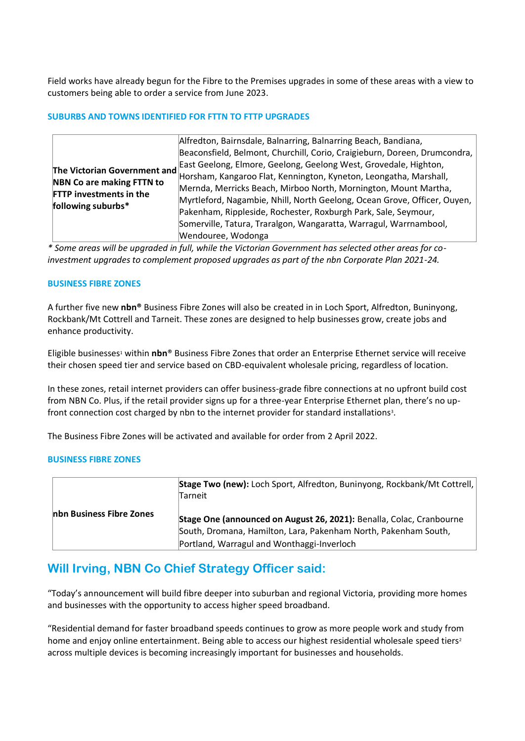Field works have already begun for the Fibre to the Premises upgrades in some of these areas with a view to customers being able to order a service from June 2023.

### SUBURBS AND TOWNS IDENTIFIED FOR FTTN TO FTTP UPGRADES

| | |
|---|---|
| **The Victorian Government and NBN Co are making FTTN to FTTP investments in the following suburbs*** | Alfredton, Bairnsdale, Balnarring, Balnarring Beach, Bandiana, Beaconsfield, Belmont, Churchill, Corio, Craigieburn, Doreen, Drumcondra, East Geelong, Elmore, Geelong, Geelong West, Grovedale, Highton, Horsham, Kangaroo Flat, Kennington, Kyneton, Leongatha, Marshall, Mernda, Merricks Beach, Mirboo North, Mornington, Mount Martha, Myrtleford, Nagambie, Nhill, North Geelong, Ocean Grove, Officer, Ouyen, Pakenham, Rippleside, Rochester, Roxburgh Park, Sale, Seymour, Somerville, Tatura, Traralgon, Wangaratta, Warragul, Warrnambool, Wendouree, Wodonga |

*\* Some areas will be upgraded in full, while the Victorian Government has selected other areas for co-investment upgrades to complement proposed upgrades as part of the nbn Corporate Plan 2021-24.*

### BUSINESS FIBRE ZONES

A further five new **nbn®** Business Fibre Zones will also be created in in Loch Sport, Alfredton, Buninyong, Rockbank/Mt Cottrell and Tarneit. These zones are designed to help businesses grow, create jobs and enhance productivity.

Eligible businesses[1] within **nbn**® Business Fibre Zones that order an Enterprise Ethernet service will receive their chosen speed tier and service based on CBD-equivalent wholesale pricing, regardless of location.

In these zones, retail internet providers can offer business-grade fibre connections at no upfront build cost from NBN Co. Plus, if the retail provider signs up for a three-year Enterprise Ethernet plan, there's no up-front connection cost charged by nbn to the internet provider for standard installations[3].

The Business Fibre Zones will be activated and available for order from 2 April 2022.

### BUSINESS FIBRE ZONES

| | |
|---|---|
| **nbn Business Fibre Zones** | **Stage Two (new):** Loch Sport, Alfredton, Buninyong, Rockbank/Mt Cottrell, Tarneit<br><br>**Stage One (announced on August 26, 2021):** Benalla, Colac, Cranbourne South, Dromana, Hamilton, Lara, Pakenham North, Pakenham South, Portland, Warragul and Wonthaggi-Inverloch |

## Will Irving, NBN Co Chief Strategy Officer said:

"Today's announcement will build fibre deeper into suburban and regional Victoria, providing more homes and businesses with the opportunity to access higher speed broadband.

"Residential demand for faster broadband speeds continues to grow as more people work and study from home and enjoy online entertainment. Being able to access our highest residential wholesale speed tiers[2] across multiple devices is becoming increasingly important for businesses and households.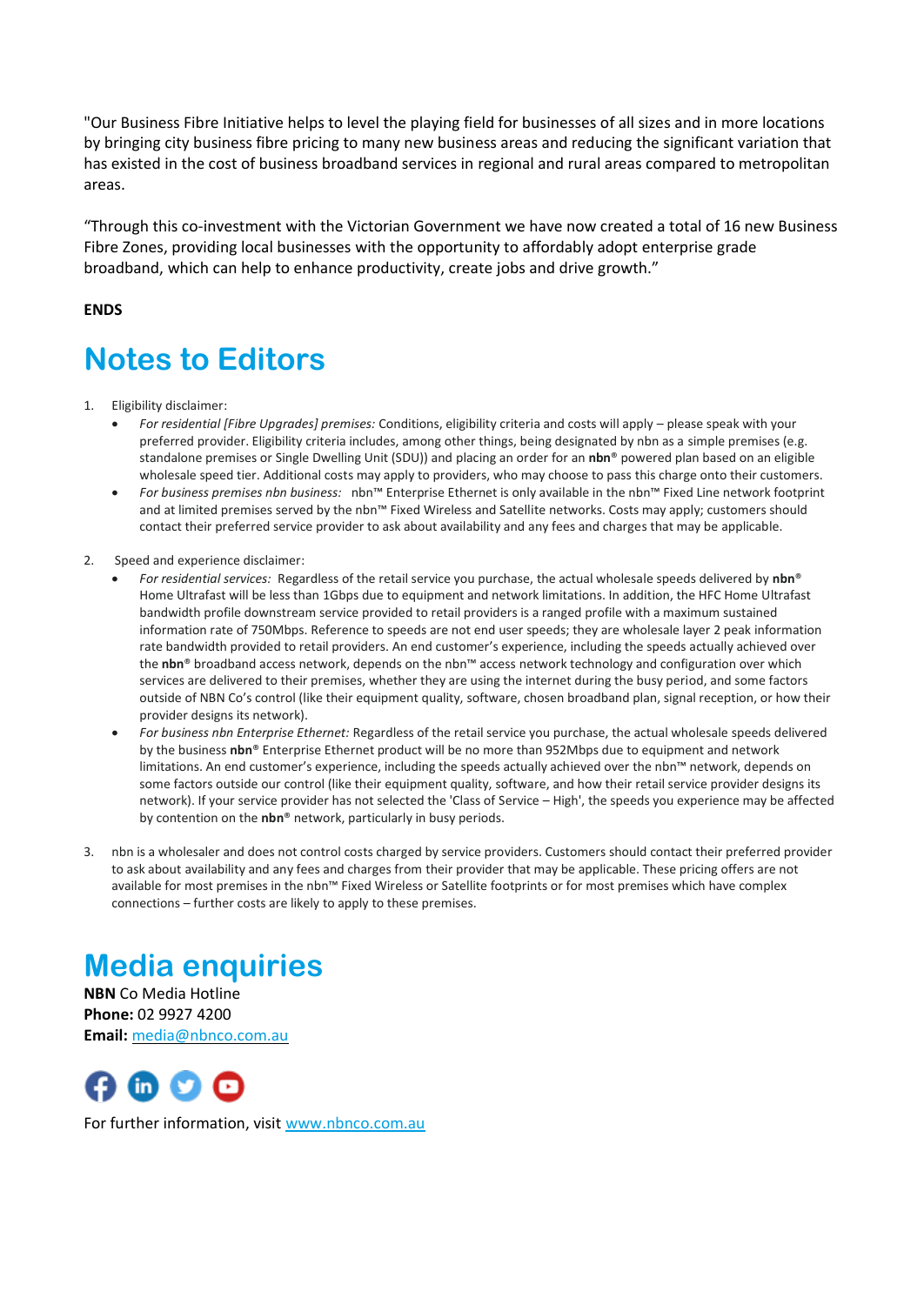"Our Business Fibre Initiative helps to level the playing field for businesses of all sizes and in more locations by bringing city business fibre pricing to many new business areas and reducing the significant variation that has existed in the cost of business broadband services in regional and rural areas compared to metropolitan areas.

"Through this co-investment with the Victorian Government we have now created a total of 16 new Business Fibre Zones, providing local businesses with the opportunity to affordably adopt enterprise grade broadband, which can help to enhance productivity, create jobs and drive growth."

**ENDS**

# Notes to Editors

1. Eligibility disclaimer:
   - *For residential [Fibre Upgrades] premises:* Conditions, eligibility criteria and costs will apply – please speak with your preferred provider. Eligibility criteria includes, among other things, being designated by nbn as a simple premises (e.g. standalone premises or Single Dwelling Unit (SDU)) and placing an order for an **nbn**® powered plan based on an eligible wholesale speed tier. Additional costs may apply to providers, who may choose to pass this charge onto their customers.
   - *For business premises nbn business:* nbn™ Enterprise Ethernet is only available in the nbn™ Fixed Line network footprint and at limited premises served by the nbn™ Fixed Wireless and Satellite networks. Costs may apply; customers should contact their preferred service provider to ask about availability and any fees and charges that may be applicable.

2. Speed and experience disclaimer:
   - *For residential services:* Regardless of the retail service you purchase, the actual wholesale speeds delivered by **nbn**® Home Ultrafast will be less than 1Gbps due to equipment and network limitations. In addition, the HFC Home Ultrafast bandwidth profile downstream service provided to retail providers is a ranged profile with a maximum sustained information rate of 750Mbps. Reference to speeds are not end user speeds; they are wholesale layer 2 peak information rate bandwidth provided to retail providers. An end customer's experience, including the speeds actually achieved over the **nbn**® broadband access network, depends on the nbn™ access network technology and configuration over which services are delivered to their premises, whether they are using the internet during the busy period, and some factors outside of NBN Co's control (like their equipment quality, software, chosen broadband plan, signal reception, or how their provider designs its network).
   - *For business nbn Enterprise Ethernet:* Regardless of the retail service you purchase, the actual wholesale speeds delivered by the business **nbn**® Enterprise Ethernet product will be no more than 952Mbps due to equipment and network limitations. An end customer's experience, including the speeds actually achieved over the nbn™ network, depends on some factors outside our control (like their equipment quality, software, and how their retail service provider designs its network). If your service provider has not selected the 'Class of Service – High', the speeds you experience may be affected by contention on the **nbn**® network, particularly in busy periods.

3. nbn is a wholesaler and does not control costs charged by service providers. Customers should contact their preferred provider to ask about availability and any fees and charges from their provider that may be applicable. These pricing offers are not available for most premises in the nbn™ Fixed Wireless or Satellite footprints or for most premises which have complex connections – further costs are likely to apply to these premises.

# Media enquiries

**NBN** Co Media Hotline
**Phone:** 02 9927 4200
**Email:** media@nbnco.com.au

For further information, visit www.nbnco.com.au